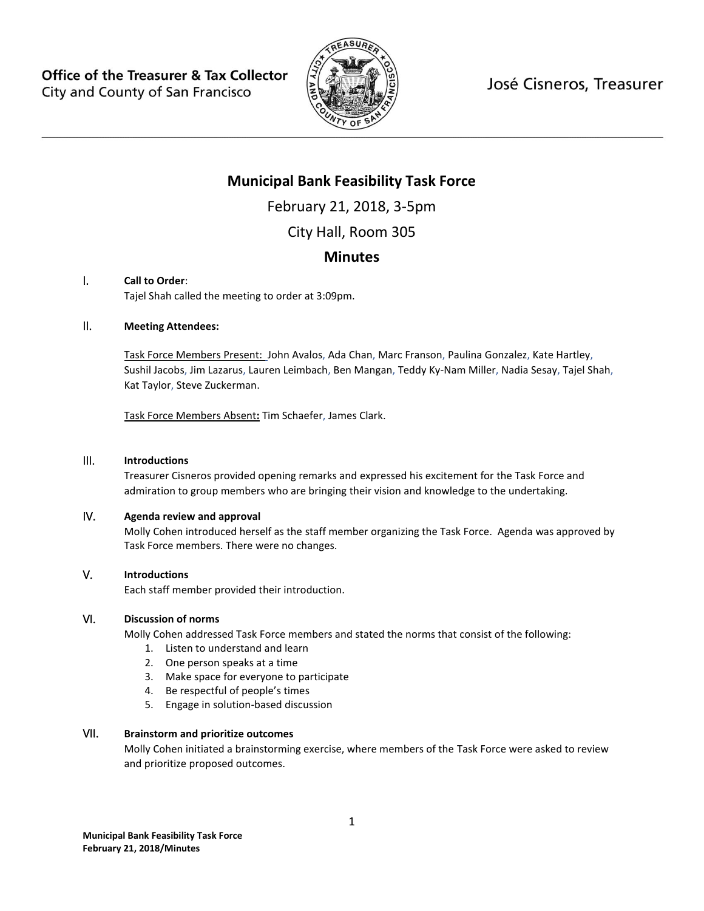Office of the Treasurer & Tax Collector
City and County of San Francisco

José Cisneros, Treasurer

# Municipal Bank Feasibility Task Force

February 21, 2018, 3-5pm

City Hall, Room 305

## Minutes

I. **Call to Order**:
Tajel Shah called the meeting to order at 3:09pm.

II. **Meeting Attendees:**

Task Force Members Present: John Avalos, Ada Chan, Marc Franson, Paulina Gonzalez, Kate Hartley, Sushil Jacobs, Jim Lazarus, Lauren Leimbach, Ben Mangan, Teddy Ky-Nam Miller, Nadia Sesay, Tajel Shah, Kat Taylor, Steve Zuckerman.

Task Force Members Absent**:** Tim Schaefer, James Clark.

III. **Introductions**
Treasurer Cisneros provided opening remarks and expressed his excitement for the Task Force and admiration to group members who are bringing their vision and knowledge to the undertaking.

IV. **Agenda review and approval**
Molly Cohen introduced herself as the staff member organizing the Task Force. Agenda was approved by Task Force members. There were no changes.

V. **Introductions**
Each staff member provided their introduction.

VI. **Discussion of norms**
Molly Cohen addressed Task Force members and stated the norms that consist of the following:

1. Listen to understand and learn
2. One person speaks at a time
3. Make space for everyone to participate
4. Be respectful of people's times
5. Engage in solution-based discussion

VII. **Brainstorm and prioritize outcomes**
Molly Cohen initiated a brainstorming exercise, where members of the Task Force were asked to review and prioritize proposed outcomes.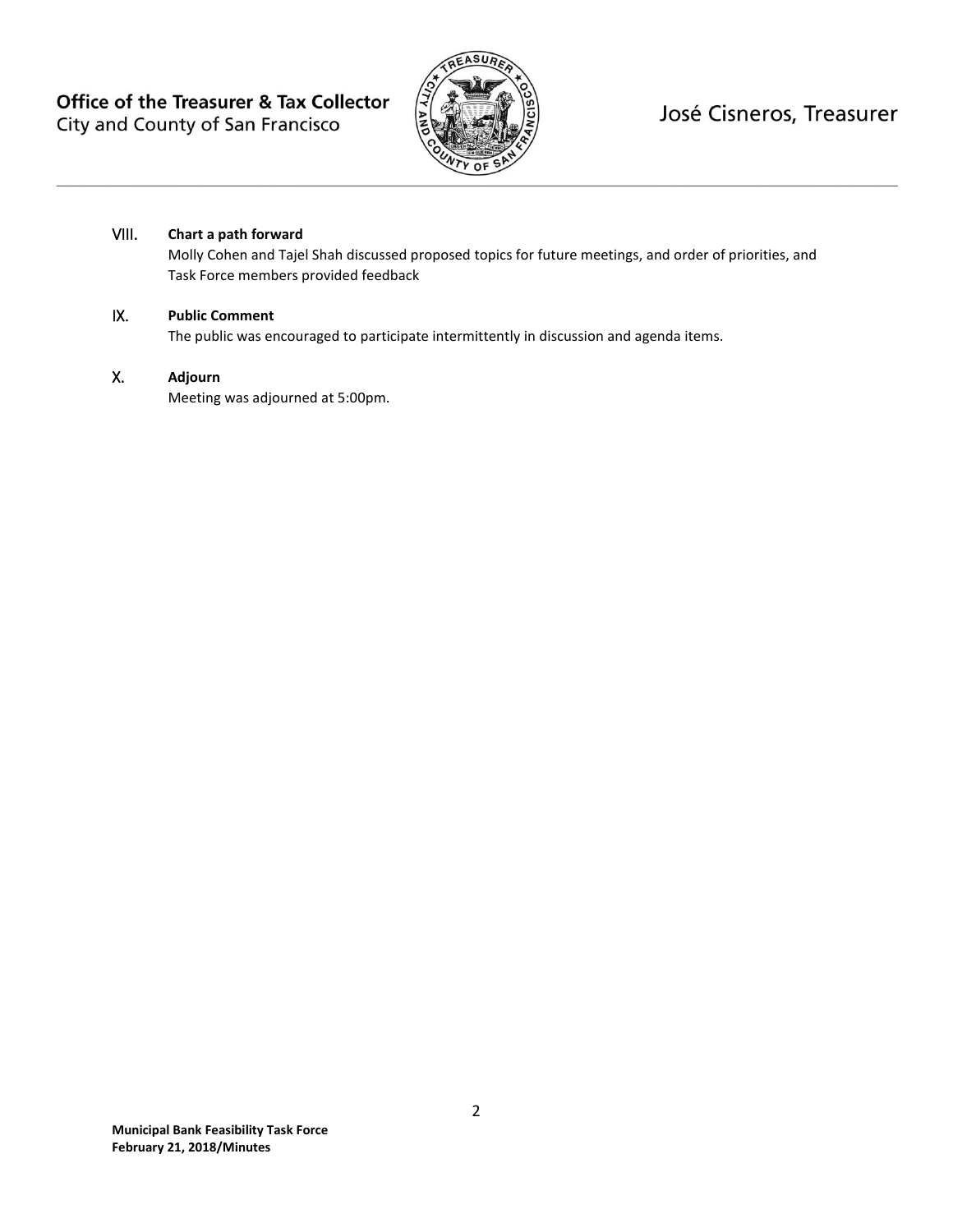VIII. **Chart a path forward**

Molly Cohen and Tajel Shah discussed proposed topics for future meetings, and order of priorities, and Task Force members provided feedback

IX. **Public Comment**

The public was encouraged to participate intermittently in discussion and agenda items.

X. **Adjourn**

Meeting was adjourned at 5:00pm.